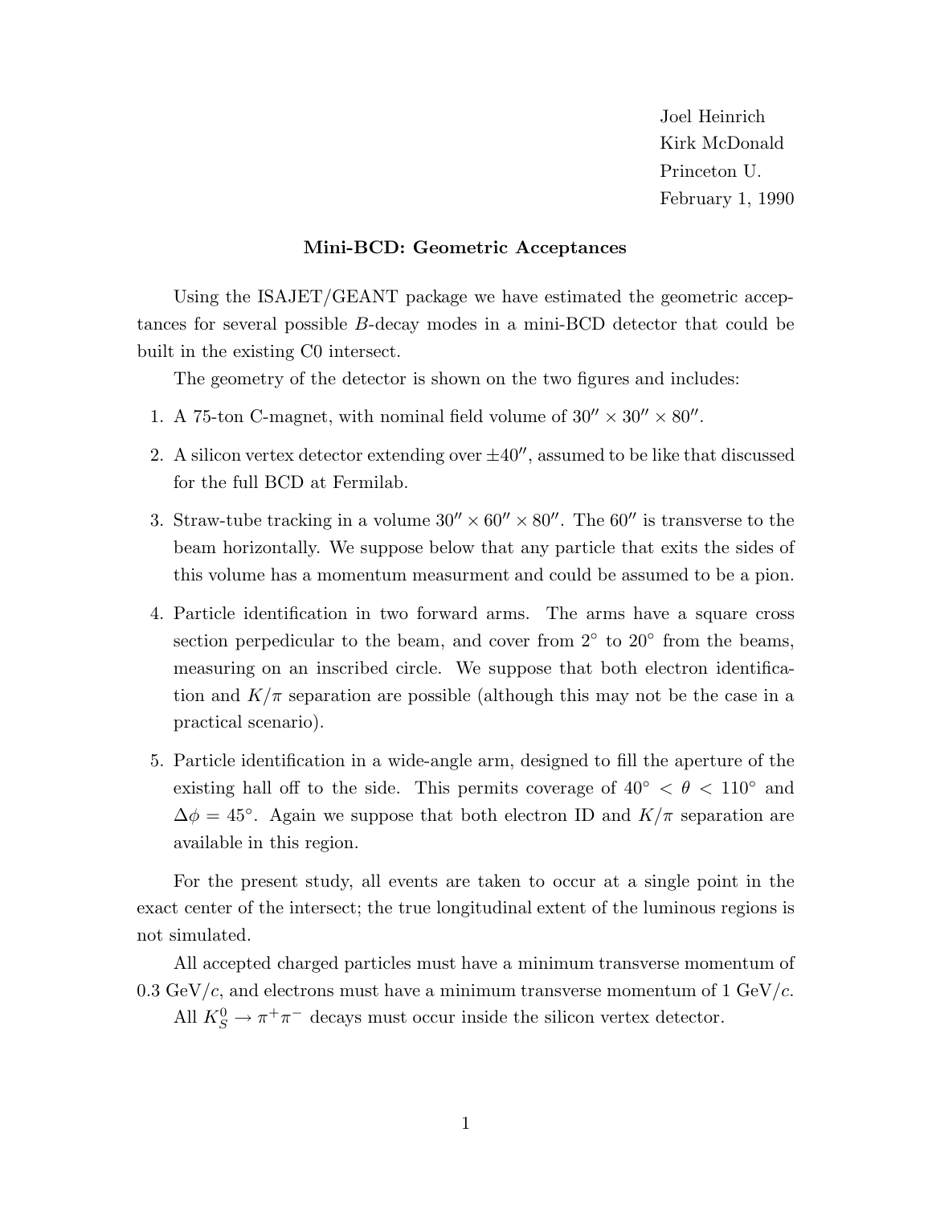Joel Heinrich
Kirk McDonald
Princeton U.
February 1, 1990

## Mini-BCD: Geometric Acceptances

Using the ISAJET/GEANT package we have estimated the geometric acceptances for several possible *B*-decay modes in a mini-BCD detector that could be built in the existing C0 intersect.

The geometry of the detector is shown on the two figures and includes:

1. A 75-ton C-magnet, with nominal field volume of $30'' \times 30'' \times 80''$.
2. A silicon vertex detector extending over $\pm 40''$, assumed to be like that discussed for the full BCD at Fermilab.
3. Straw-tube tracking in a volume $30'' \times 60'' \times 80''$. The $60''$ is transverse to the beam horizontally. We suppose below that any particle that exits the sides of this volume has a momentum measurment and could be assumed to be a pion.
4. Particle identification in two forward arms. The arms have a square cross section perpedicular to the beam, and cover from $2^\circ$ to $20^\circ$ from the beams, measuring on an inscribed circle. We suppose that both electron identification and $K/\pi$ separation are possible (although this may not be the case in a practical scenario).
5. Particle identification in a wide-angle arm, designed to fill the aperture of the existing hall off to the side. This permits coverage of $40^\circ < \theta < 110^\circ$ and $\Delta\phi = 45^\circ$. Again we suppose that both electron ID and $K/\pi$ separation are available in this region.

For the present study, all events are taken to occur at a single point in the exact center of the intersect; the true longitudinal extent of the luminous regions is not simulated.

All accepted charged particles must have a minimum transverse momentum of 0.3 GeV/$c$, and electrons must have a minimum transverse momentum of 1 GeV/$c$.

All $K_S^0 \to \pi^+\pi^-$ decays must occur inside the silicon vertex detector.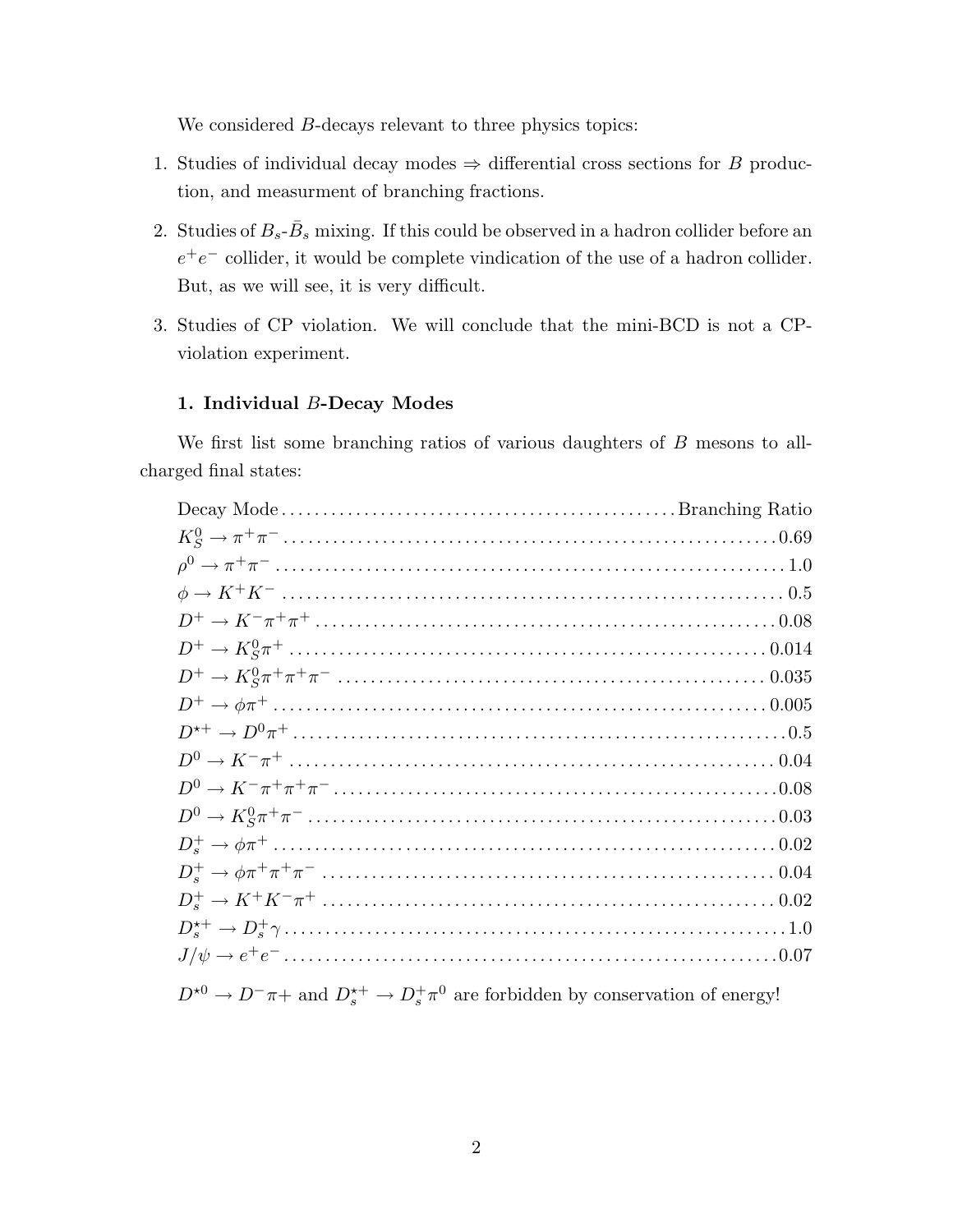We considered $B$-decays relevant to three physics topics:

1. Studies of individual decay modes $\Rightarrow$ differential cross sections for $B$ production, and measurment of branching fractions.
2. Studies of $B_s$-$\bar{B}_s$ mixing. If this could be observed in a hadron collider before an $e^+e^-$ collider, it would be complete vindication of the use of a hadron collider. But, as we will see, it is very difficult.
3. Studies of CP violation. We will conclude that the mini-BCD is not a CP-violation experiment.

### 1. Individual $B$-Decay Modes

We first list some branching ratios of various daughters of $B$ mesons to all-charged final states:

| Decay Mode | Branching Ratio |
|---|---|
| $K_S^0 \to \pi^+\pi^-$ | 0.69 |
| $\rho^0 \to \pi^+\pi^-$ | 1.0 |
| $\phi \to K^+K^-$ | 0.5 |
| $D^+ \to K^-\pi^+\pi^+$ | 0.08 |
| $D^+ \to K_S^0\pi^+$ | 0.014 |
| $D^+ \to K_S^0\pi^+\pi^+\pi^-$ | 0.035 |
| $D^+ \to \phi\pi^+$ | 0.005 |
| $D^{\star +} \to D^0\pi^+$ | 0.5 |
| $D^0 \to K^-\pi^+$ | 0.04 |
| $D^0 \to K^-\pi^+\pi^+\pi^-$ | 0.08 |
| $D^0 \to K_S^0\pi^+\pi^-$ | 0.03 |
| $D_s^+ \to \phi\pi^+$ | 0.02 |
| $D_s^+ \to \phi\pi^+\pi^+\pi^-$ | 0.04 |
| $D_s^+ \to K^+K^-\pi^+$ | 0.02 |
| $D_s^{\star +} \to D_s^+\gamma$ | 1.0 |
| $J/\psi \to e^+e^-$ | 0.07 |

$D^{\star 0} \to D^-\pi+$ and $D_s^{\star +} \to D_s^+\pi^0$ are forbidden by conservation of energy!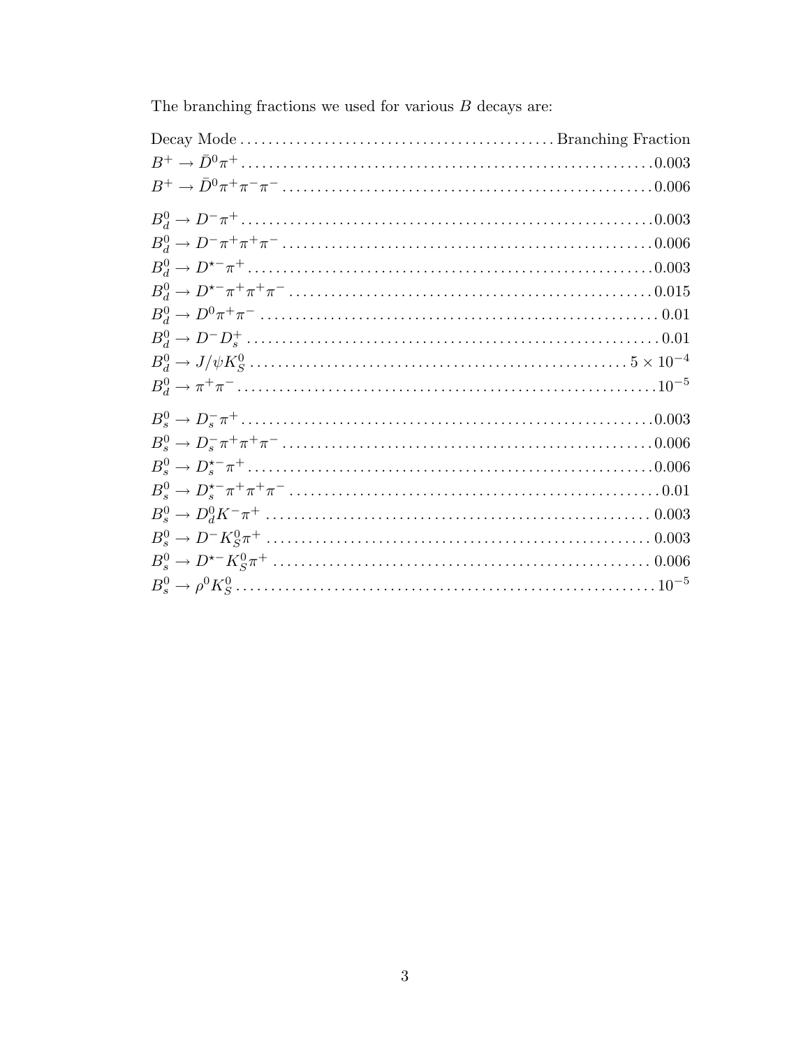The branching fractions we used for various $B$ decays are:

| Decay Mode | Branching Fraction |
|---|---|
| $B^+ \to \bar{D}^0\pi^+$ | 0.003 |
| $B^+ \to \bar{D}^0\pi^+\pi^-\pi^-$ | 0.006 |
| $B_d^0 \to D^-\pi^+$ | 0.003 |
| $B_d^0 \to D^-\pi^+\pi^+\pi^-$ | 0.006 |
| $B_d^0 \to D^{\star -}\pi^+$ | 0.003 |
| $B_d^0 \to D^{\star -}\pi^+\pi^+\pi^-$ | 0.015 |
| $B_d^0 \to D^0\pi^+\pi^-$ | 0.01 |
| $B_d^0 \to D^-D_s^+$ | 0.01 |
| $B_d^0 \to J/\psi K_S^0$ | $5 \times 10^{-4}$ |
| $B_d^0 \to \pi^+\pi^-$ | $10^{-5}$ |
| $B_s^0 \to D_s^-\pi^+$ | 0.003 |
| $B_s^0 \to D_s^-\pi^+\pi^+\pi^-$ | 0.006 |
| $B_s^0 \to D_s^{\star -}\pi^+$ | 0.006 |
| $B_s^0 \to D_s^{\star -}\pi^+\pi^+\pi^-$ | 0.01 |
| $B_s^0 \to D_d^0 K^-\pi^+$ | 0.003 |
| $B_s^0 \to D^- K_S^0\pi^+$ | 0.003 |
| $B_s^0 \to D^{\star -} K_S^0\pi^+$ | 0.006 |
| $B_s^0 \to \rho^0 K_S^0$ | $10^{-5}$ |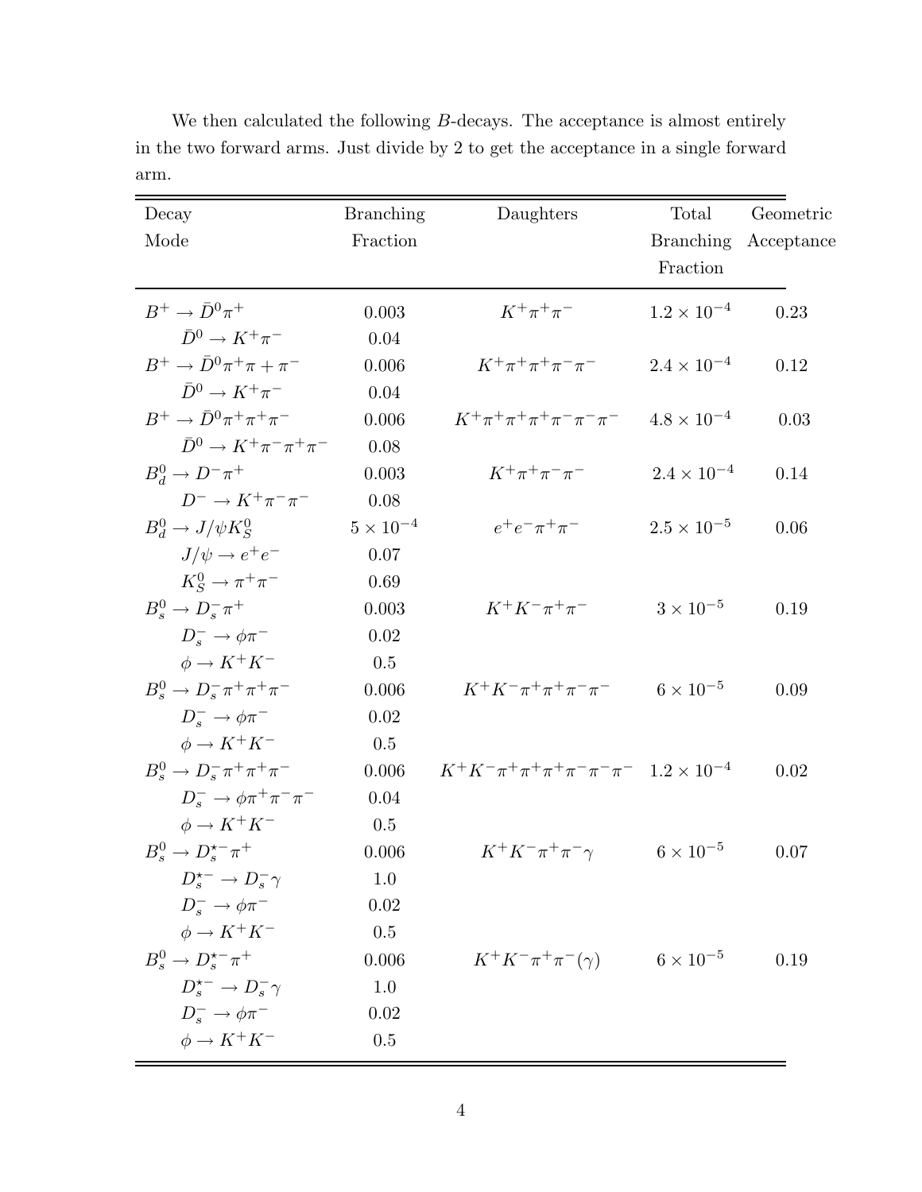We then calculated the following $B$-decays. The acceptance is almost entirely in the two forward arms. Just divide by 2 to get the acceptance in a single forward arm.

| Decay Mode | Branching Fraction | Daughters | Total Branching Fraction | Geometric Acceptance |
|---|---|---|---|---|
| $B^+ \to \bar{D}^0\pi^+$ | 0.003 | $K^+\pi^+\pi^-$ | $1.2 \times 10^{-4}$ | 0.23 |
| $\quad \bar{D}^0 \to K^+\pi^-$ | 0.04 | | | |
| $B^+ \to \bar{D}^0\pi^+\pi + \pi^-$ | 0.006 | $K^+\pi^+\pi^+\pi^-\pi^-$ | $2.4 \times 10^{-4}$ | 0.12 |
| $\quad \bar{D}^0 \to K^+\pi^-$ | 0.04 | | | |
| $B^+ \to \bar{D}^0\pi^+\pi^+\pi^-$ | 0.006 | $K^+\pi^+\pi^+\pi^+\pi^-\pi^-\pi^-$ | $4.8 \times 10^{-4}$ | 0.03 |
| $\quad \bar{D}^0 \to K^+\pi^-\pi^+\pi^-$ | 0.08 | | | |
| $B_d^0 \to D^-\pi^+$ | 0.003 | $K^+\pi^+\pi^-\pi^-$ | $2.4 \times 10^{-4}$ | 0.14 |
| $\quad D^- \to K^+\pi^-\pi^-$ | 0.08 | | | |
| $B_d^0 \to J/\psi K_S^0$ | $5 \times 10^{-4}$ | $e^+e^-\pi^+\pi^-$ | $2.5 \times 10^{-5}$ | 0.06 |
| $\quad J/\psi \to e^+e^-$ | 0.07 | | | |
| $\quad K_S^0 \to \pi^+\pi^-$ | 0.69 | | | |
| $B_s^0 \to D_s^-\pi^+$ | 0.003 | $K^+K^-\pi^+\pi^-$ | $3 \times 10^{-5}$ | 0.19 |
| $\quad D_s^- \to \phi\pi^-$ | 0.02 | | | |
| $\quad \phi \to K^+K^-$ | 0.5 | | | |
| $B_s^0 \to D_s^-\pi^+\pi^+\pi^-$ | 0.006 | $K^+K^-\pi^+\pi^+\pi^-\pi^-$ | $6 \times 10^{-5}$ | 0.09 |
| $\quad D_s^- \to \phi\pi^-$ | 0.02 | | | |
| $\quad \phi \to K^+K^-$ | 0.5 | | | |
| $B_s^0 \to D_s^-\pi^+\pi^+\pi^-$ | 0.006 | $K^+K^-\pi^+\pi^+\pi^+\pi^-\pi^-\pi^-$ | $1.2 \times 10^{-4}$ | 0.02 |
| $\quad D_s^- \to \phi\pi^+\pi^-\pi^-$ | 0.04 | | | |
| $\quad \phi \to K^+K^-$ | 0.5 | | | |
| $B_s^0 \to D_s^{\star -}\pi^+$ | 0.006 | $K^+K^-\pi^+\pi^-\gamma$ | $6 \times 10^{-5}$ | 0.07 |
| $\quad D_s^{\star -} \to D_s^-\gamma$ | 1.0 | | | |
| $\quad D_s^- \to \phi\pi^-$ | 0.02 | | | |
| $\quad \phi \to K^+K^-$ | 0.5 | | | |
| $B_s^0 \to D_s^{\star -}\pi^+$ | 0.006 | $K^+K^-\pi^+\pi^-(\gamma)$ | $6 \times 10^{-5}$ | 0.19 |
| $\quad D_s^{\star -} \to D_s^-\gamma$ | 1.0 | | | |
| $\quad D_s^- \to \phi\pi^-$ | 0.02 | | | |
| $\quad \phi \to K^+K^-$ | 0.5 | | | |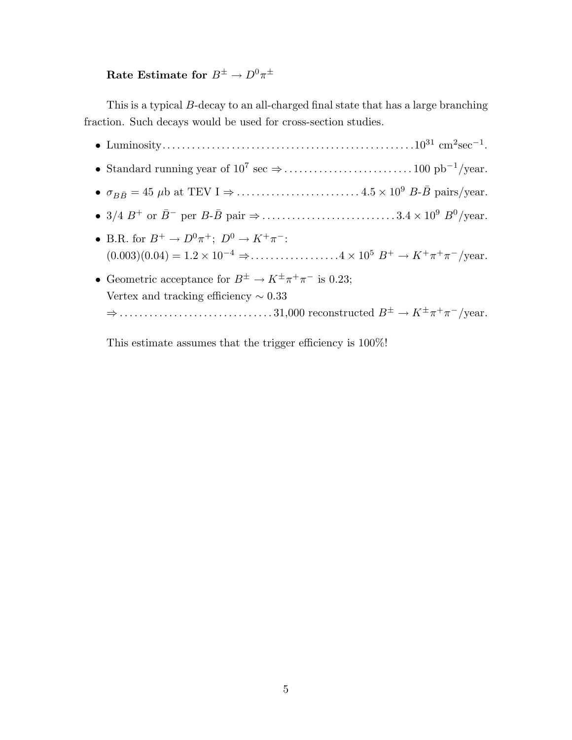**Rate Estimate for $B^{\pm} \to D^0 \pi^{\pm}$**

This is a typical $B$-decay to an all-charged final state that has a large branching fraction. Such decays would be used for cross-section studies.

- Luminosity . . . . . . . . . . . . . . . . . . . . . . . . . . . . . . . . . . . . . . . . . . . . . . . . $10^{31}$ cm$^2$sec$^{-1}$.
- Standard running year of $10^7$ sec $\Rightarrow$ . . . . . . . . . . . . . . . . . . . . . . . . . . 100 pb$^{-1}$/year.
- $\sigma_{B\bar{B}} = 45$ $\mu$b at TEV I $\Rightarrow$ . . . . . . . . . . . . . . . . . . . . . . . . . $4.5 \times 10^9$ $B$-$\bar{B}$ pairs/year.
- 3/4 $B^+$ or $\bar{B}^-$ per $B$-$\bar{B}$ pair $\Rightarrow$ . . . . . . . . . . . . . . . . . . . . . . . . . . . $3.4 \times 10^9$ $B^0$/year.
- B.R. for $B^+ \to D^0 \pi^+$; $D^0 \to K^+ \pi^-$:
  $(0.003)(0.04) = 1.2 \times 10^{-4}$ $\Rightarrow$ . . . . . . . . . . . . . . . . . . $4 \times 10^5$ $B^+ \to K^+ \pi^+ \pi^-$/year.
- Geometric acceptance for $B^{\pm} \to K^{\pm} \pi^+ \pi^-$ is 0.23;
  Vertex and tracking efficiency $\sim 0.33$
  $\Rightarrow$ . . . . . . . . . . . . . . . . . . . . . . . . . . . . . . . 31,000 reconstructed $B^{\pm} \to K^{\pm} \pi^+ \pi^-$/year.

This estimate assumes that the trigger efficiency is 100%!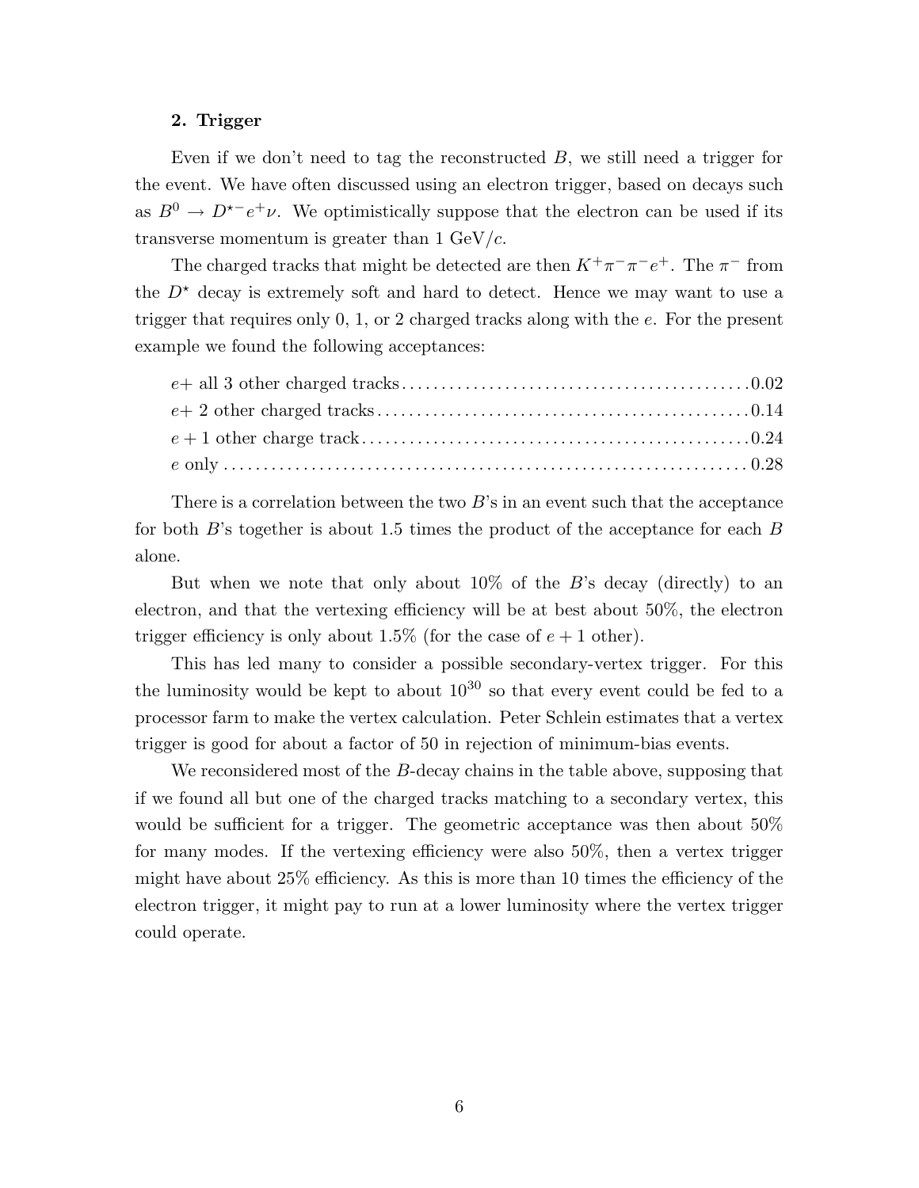## 2. Trigger

Even if we don't need to tag the reconstructed $B$, we still need a trigger for the event. We have often discussed using an electron trigger, based on decays such as $B^0 \to D^{\star -} e^+ \nu$. We optimistically suppose that the electron can be used if its transverse momentum is greater than 1 GeV/$c$.

The charged tracks that might be detected are then $K^+ \pi^- \pi^- e^+$. The $\pi^-$ from the $D^\star$ decay is extremely soft and hard to detect. Hence we may want to use a trigger that requires only 0, 1, or 2 charged tracks along with the $e$. For the present example we found the following acceptances:

$e+$ all 3 other charged tracks ........................................ 0.02
$e+$ 2 other charged tracks ........................................ 0.14
$e + 1$ other charge track ........................................ 0.24
$e$ only ........................................ 0.28

There is a correlation between the two $B$'s in an event such that the acceptance for both $B$'s together is about 1.5 times the product of the acceptance for each $B$ alone.

But when we note that only about 10% of the $B$'s decay (directly) to an electron, and that the vertexing efficiency will be at best about 50%, the electron trigger efficiency is only about 1.5% (for the case of $e + 1$ other).

This has led many to consider a possible secondary-vertex trigger. For this the luminosity would be kept to about $10^{30}$ so that every event could be fed to a processor farm to make the vertex calculation. Peter Schlein estimates that a vertex trigger is good for about a factor of 50 in rejection of minimum-bias events.

We reconsidered most of the $B$-decay chains in the table above, supposing that if we found all but one of the charged tracks matching to a secondary vertex, this would be sufficient for a trigger. The geometric acceptance was then about 50% for many modes. If the vertexing efficiency were also 50%, then a vertex trigger might have about 25% efficiency. As this is more than 10 times the efficiency of the electron trigger, it might pay to run at a lower luminosity where the vertex trigger could operate.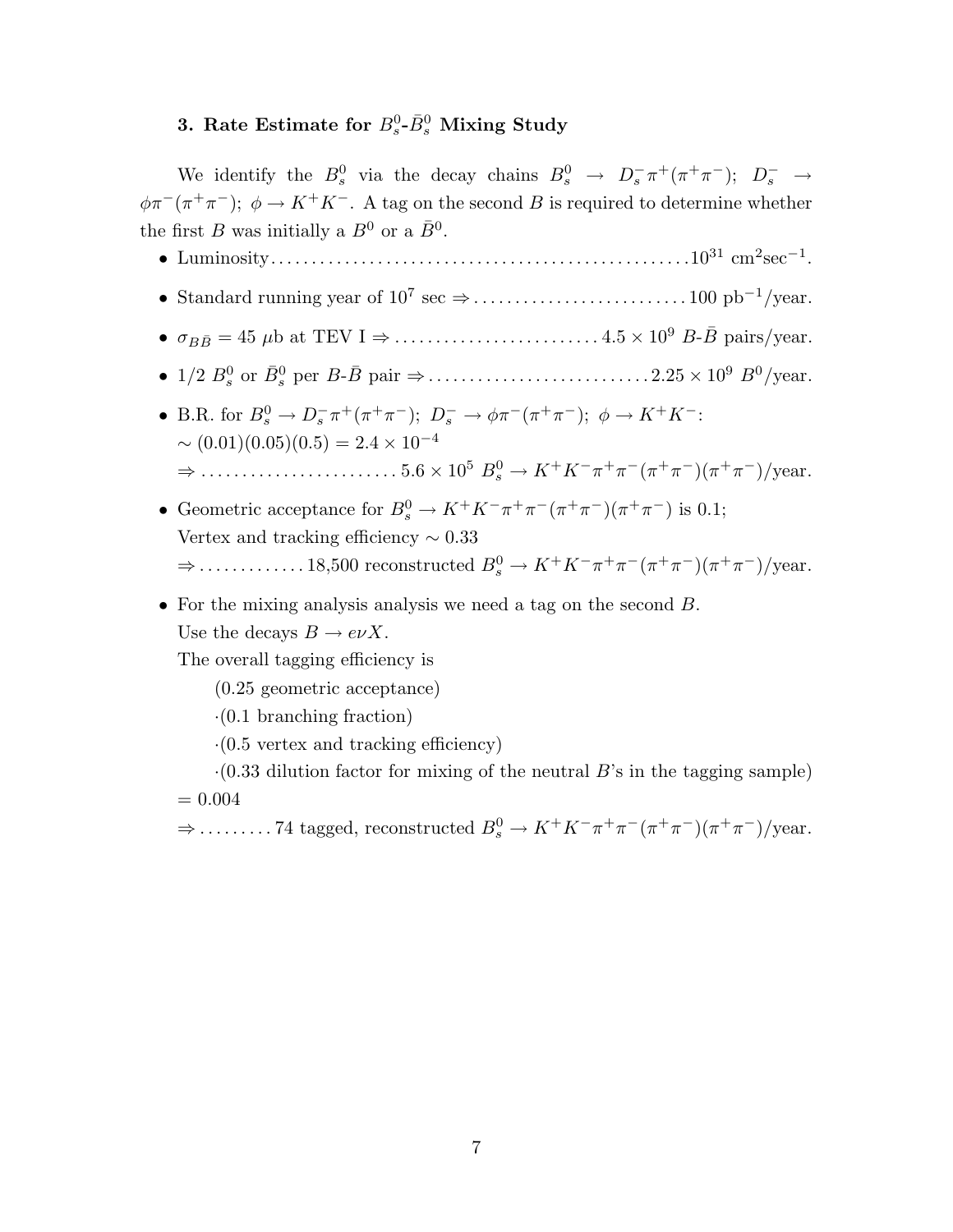### 3. Rate Estimate for $B_s^0$-$\bar{B}_s^0$ Mixing Study

We identify the $B_s^0$ via the decay chains $B_s^0 \to D_s^- \pi^+(\pi^+\pi^-)$; $D_s^- \to \phi\pi^-(\pi^+\pi^-)$; $\phi \to K^+K^-$. A tag on the second $B$ is required to determine whether the first $B$ was initially a $B^0$ or a $\bar{B}^0$.

- Luminosity.................................................. $10^{31}$ cm$^2$sec$^{-1}$.
- Standard running year of $10^7$ sec $\Rightarrow$.......................... 100 pb$^{-1}$/year.
- $\sigma_{B\bar{B}} = 45$ $\mu$b at TEV I $\Rightarrow$......................... $4.5 \times 10^9$ $B$-$\bar{B}$ pairs/year.
- 1/2 $B_s^0$ or $\bar{B}_s^0$ per $B$-$\bar{B}$ pair $\Rightarrow$........................... $2.25 \times 10^9$ $B^0$/year.
- B.R. for $B_s^0 \to D_s^- \pi^+(\pi^+\pi^-)$; $D_s^- \to \phi\pi^-(\pi^+\pi^-)$; $\phi \to K^+K^-$:
  $\sim (0.01)(0.05)(0.5) = 2.4 \times 10^{-4}$
  $\Rightarrow$........................ $5.6 \times 10^5$ $B_s^0 \to K^+K^-\pi^+\pi^-(\pi^+\pi^-)(\pi^+\pi^-)$/year.
- Geometric acceptance for $B_s^0 \to K^+K^-\pi^+\pi^-(\pi^+\pi^-)(\pi^+\pi^-)$ is 0.1;
  Vertex and tracking efficiency $\sim 0.33$
  $\Rightarrow$............. 18,500 reconstructed $B_s^0 \to K^+K^-\pi^+\pi^-(\pi^+\pi^-)(\pi^+\pi^-)$/year.
- For the mixing analysis analysis we need a tag on the second $B$.
  Use the decays $B \to e\nu X$.
  The overall tagging efficiency is
  (0.25 geometric acceptance)
  $\cdot$(0.1 branching fraction)
  $\cdot$(0.5 vertex and tracking efficiency)
  $\cdot$(0.33 dilution factor for mixing of the neutral $B$'s in the tagging sample)
  $= 0.004$
  $\Rightarrow$......... 74 tagged, reconstructed $B_s^0 \to K^+K^-\pi^+\pi^-(\pi^+\pi^-)(\pi^+\pi^-)$/year.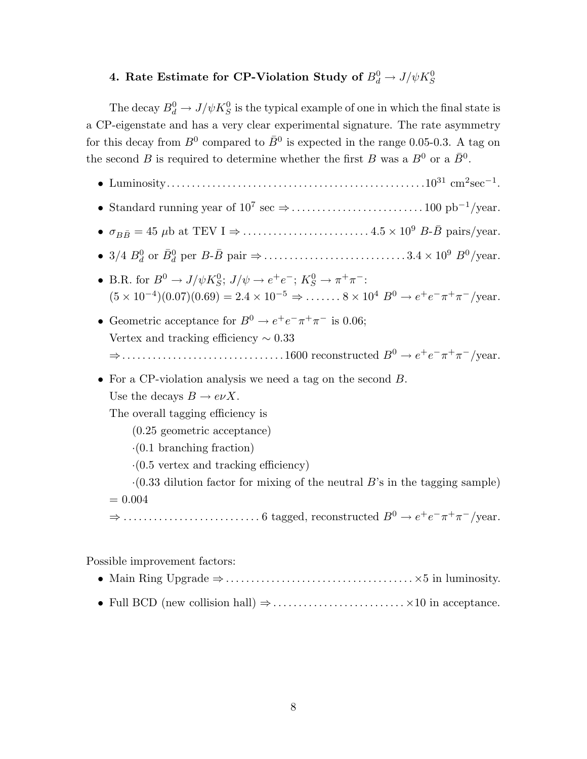### 4. Rate Estimate for CP-Violation Study of $B_d^0 \to J/\psi K_S^0$

The decay $B_d^0 \to J/\psi K_S^0$ is the typical example of one in which the final state is a CP-eigenstate and has a very clear experimental signature. The rate asymmetry for this decay from $B^0$ compared to $\bar{B}^0$ is expected in the range 0.05-0.3. A tag on the second $B$ is required to determine whether the first $B$ was a $B^0$ or a $\bar{B}^0$.

- Luminosity.................................................. $10^{31}$ cm$^2$sec$^{-1}$.
- Standard running year of $10^7$ sec $\Rightarrow$.......................... 100 pb$^{-1}$/year.
- $\sigma_{B\bar{B}} = 45$ $\mu$b at TEV I $\Rightarrow$......................... $4.5 \times 10^9$ $B$-$\bar{B}$ pairs/year.
- 3/4 $B_d^0$ or $\bar{B}_d^0$ per $B$-$\bar{B}$ pair $\Rightarrow$............................ $3.4 \times 10^9$ $B^0$/year.
- B.R. for $B^0 \to J/\psi K_S^0$; $J/\psi \to e^+e^-$; $K_S^0 \to \pi^+\pi^-$:
  $(5 \times 10^{-4})(0.07)(0.69) = 2.4 \times 10^{-5} \Rightarrow$....... $8 \times 10^4$ $B^0 \to e^+e^-\pi^+\pi^-$/year.
- Geometric acceptance for $B^0 \to e^+e^-\pi^+\pi^-$ is 0.06;
  Vertex and tracking efficiency $\sim 0.33$
  $\Rightarrow$...............................1600 reconstructed $B^0 \to e^+e^-\pi^+\pi^-$/year.
- For a CP-violation analysis we need a tag on the second $B$.
  Use the decays $B \to e\nu X$.
  The overall tagging efficiency is
  (0.25 geometric acceptance)
  $\cdot$(0.1 branching fraction)
  $\cdot$(0.5 vertex and tracking efficiency)
  $\cdot$(0.33 dilution factor for mixing of the neutral $B$'s in the tagging sample)
  $= 0.004$
  $\Rightarrow$.......................... 6 tagged, reconstructed $B^0 \to e^+e^-\pi^+\pi^-$/year.

Possible improvement factors:

- Main Ring Upgrade $\Rightarrow$.................................... $\times 5$ in luminosity.
- Full BCD (new collision hall) $\Rightarrow$.......................... $\times 10$ in acceptance.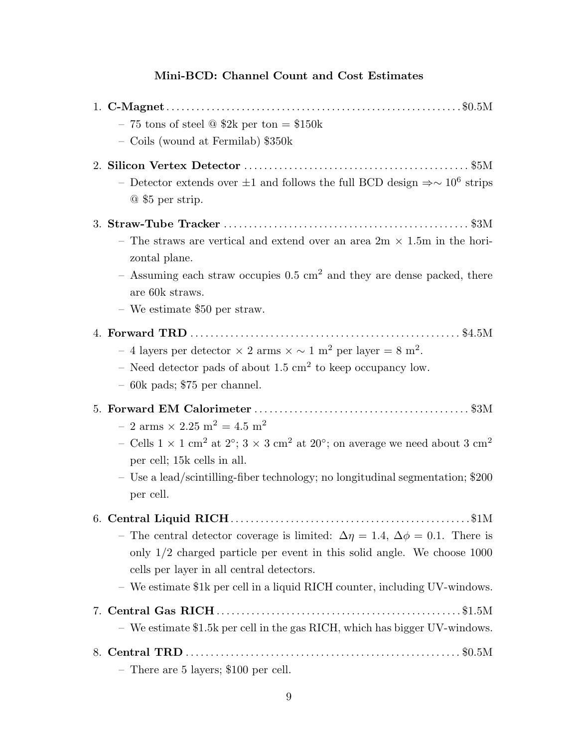### Mini-BCD: Channel Count and Cost Estimates

1. **C-Magnet** .......... \$0.5M
   - 75 tons of steel @ \$2k per ton = \$150k
   - Coils (wound at Fermilab) \$350k

2. **Silicon Vertex Detector** .......... \$5M
   - Detector extends over $\pm 1$ and follows the full BCD design $\Rightarrow \sim 10^6$ strips @ \$5 per strip.

3. **Straw-Tube Tracker** .......... \$3M
   - The straws are vertical and extend over an area 2m $\times$ 1.5m in the horizontal plane.
   - Assuming each straw occupies 0.5 cm$^2$ and they are dense packed, there are 60k straws.
   - We estimate \$50 per straw.

4. **Forward TRD** .......... \$4.5M
   - 4 layers per detector $\times$ 2 arms $\times \sim 1$ m$^2$ per layer = 8 m$^2$.
   - Need detector pads of about 1.5 cm$^2$ to keep occupancy low.
   - 60k pads; \$75 per channel.

5. **Forward EM Calorimeter** .......... \$3M
   - 2 arms $\times$ 2.25 m$^2$ = 4.5 m$^2$
   - Cells 1 $\times$ 1 cm$^2$ at 2°; 3 $\times$ 3 cm$^2$ at 20°; on average we need about 3 cm$^2$ per cell; 15k cells in all.
   - Use a lead/scintilling-fiber technology; no longitudinal segmentation; \$200 per cell.

6. **Central Liquid RICH** .......... \$1M
   - The central detector coverage is limited: $\Delta\eta = 1.4$, $\Delta\phi = 0.1$. There is only 1/2 charged particle per event in this solid angle. We choose 1000 cells per layer in all central detectors.
   - We estimate \$1k per cell in a liquid RICH counter, including UV-windows.

7. **Central Gas RICH** .......... \$1.5M
   - We estimate \$1.5k per cell in the gas RICH, which has bigger UV-windows.

8. **Central TRD** .......... \$0.5M
   - There are 5 layers; \$100 per cell.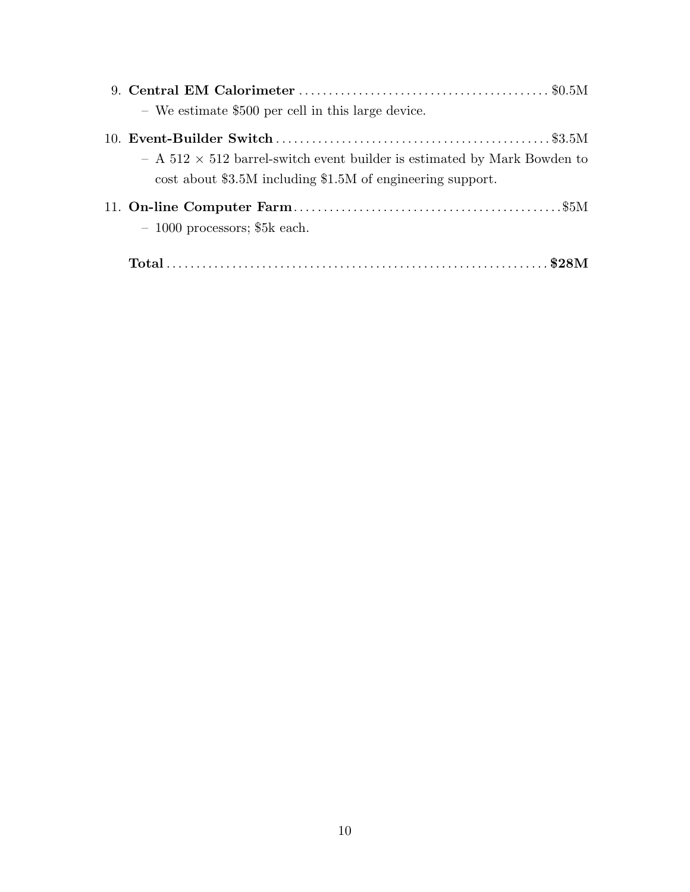9. **Central EM Calorimeter** .......................................... \$0.5M
   - We estimate \$500 per cell in this large device.

10. **Event-Builder Switch** .......................................... \$3.5M
    - A 512 × 512 barrel-switch event builder is estimated by Mark Bowden to cost about \$3.5M including \$1.5M of engineering support.

11. **On-line Computer Farm** .......................................... \$5M
    - 1000 processors; \$5k each.

**Total** .......................................... **\$28M**